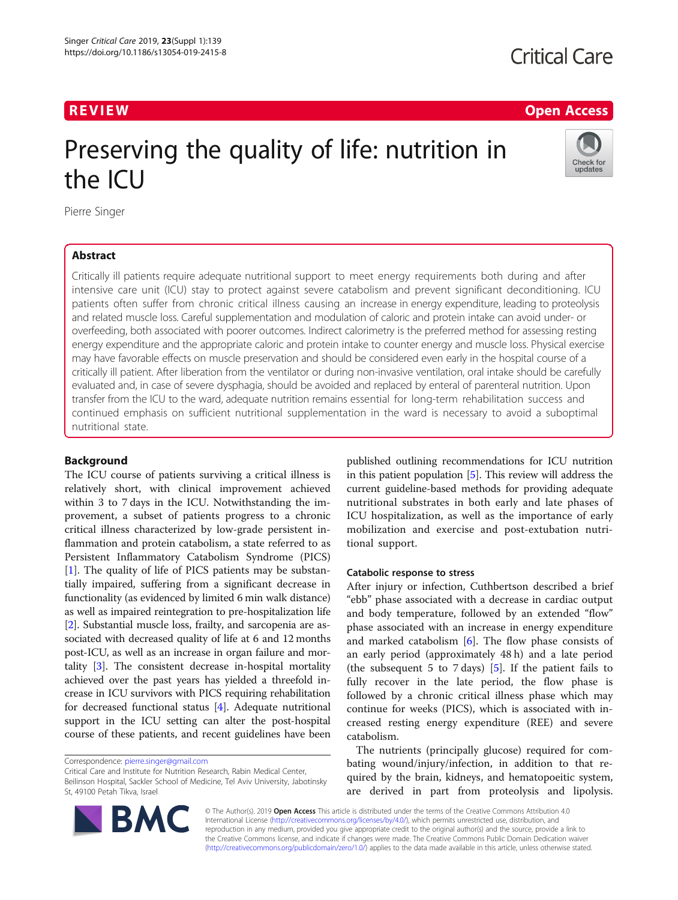REVIEW

Open Access

# Preserving the quality of life: nutrition in the ICU

Pierre Singer

## Abstract

Critically ill patients require adequate nutritional support to meet energy requirements both during and after intensive care unit (ICU) stay to protect against severe catabolism and prevent significant deconditioning. ICU patients often suffer from chronic critical illness causing an increase in energy expenditure, leading to proteolysis and related muscle loss. Careful supplementation and modulation of caloric and protein intake can avoid under- or overfeeding, both associated with poorer outcomes. Indirect calorimetry is the preferred method for assessing resting energy expenditure and the appropriate caloric and protein intake to counter energy and muscle loss. Physical exercise may have favorable effects on muscle preservation and should be considered even early in the hospital course of a critically ill patient. After liberation from the ventilator or during non-invasive ventilation, oral intake should be carefully evaluated and, in case of severe dysphagia, should be avoided and replaced by enteral of parenteral nutrition. Upon transfer from the ICU to the ward, adequate nutrition remains essential for long-term rehabilitation success and continued emphasis on sufficient nutritional supplementation in the ward is necessary to avoid a suboptimal nutritional state.

## Background

The ICU course of patients surviving a critical illness is relatively short, with clinical improvement achieved within 3 to 7 days in the ICU. Notwithstanding the improvement, a subset of patients progress to a chronic critical illness characterized by low-grade persistent inflammation and protein catabolism, a state referred to as Persistent Inflammatory Catabolism Syndrome (PICS) [1]. The quality of life of PICS patients may be substantially impaired, suffering from a significant decrease in functionality (as evidenced by limited 6 min walk distance) as well as impaired reintegration to pre-hospitalization life [2]. Substantial muscle loss, frailty, and sarcopenia are associated with decreased quality of life at 6 and 12 months post-ICU, as well as an increase in organ failure and mortality [3]. The consistent decrease in-hospital mortality achieved over the past years has yielded a threefold increase in ICU survivors with PICS requiring rehabilitation for decreased functional status [4]. Adequate nutritional support in the ICU setting can alter the post-hospital course of these patients, and recent guidelines have been published outlining recommendations for ICU nutrition in this patient population [5]. This review will address the current guideline-based methods for providing adequate nutritional substrates in both early and late phases of ICU hospitalization, as well as the importance of early mobilization and exercise and post-extubation nutritional support.

### Catabolic response to stress

After injury or infection, Cuthbertson described a brief "ebb" phase associated with a decrease in cardiac output and body temperature, followed by an extended "flow" phase associated with an increase in energy expenditure and marked catabolism [6]. The flow phase consists of an early period (approximately 48 h) and a late period (the subsequent 5 to 7 days) [5]. If the patient fails to fully recover in the late period, the flow phase is followed by a chronic critical illness phase which may continue for weeks (PICS), which is associated with increased resting energy expenditure (REE) and severe catabolism.

The nutrients (principally glucose) required for combating wound/injury/infection, in addition to that required by the brain, kidneys, and hematopoeitic system, are derived in part from proteolysis and lipolysis.

Correspondence: pierre.singer@gmail.com
Critical Care and Institute for Nutrition Research, Rabin Medical Center, Beilinson Hospital, Sackler School of Medicine, Tel Aviv University, Jabotinsky St, 49100 Petah Tikva, Israel

© The Author(s). 2019 **Open Access** This article is distributed under the terms of the Creative Commons Attribution 4.0 International License (http://creativecommons.org/licenses/by/4.0/), which permits unrestricted use, distribution, and reproduction in any medium, provided you give appropriate credit to the original author(s) and the source, provide a link to the Creative Commons license, and indicate if changes were made. The Creative Commons Public Domain Dedication waiver (http://creativecommons.org/publicdomain/zero/1.0/) applies to the data made available in this article, unless otherwise stated.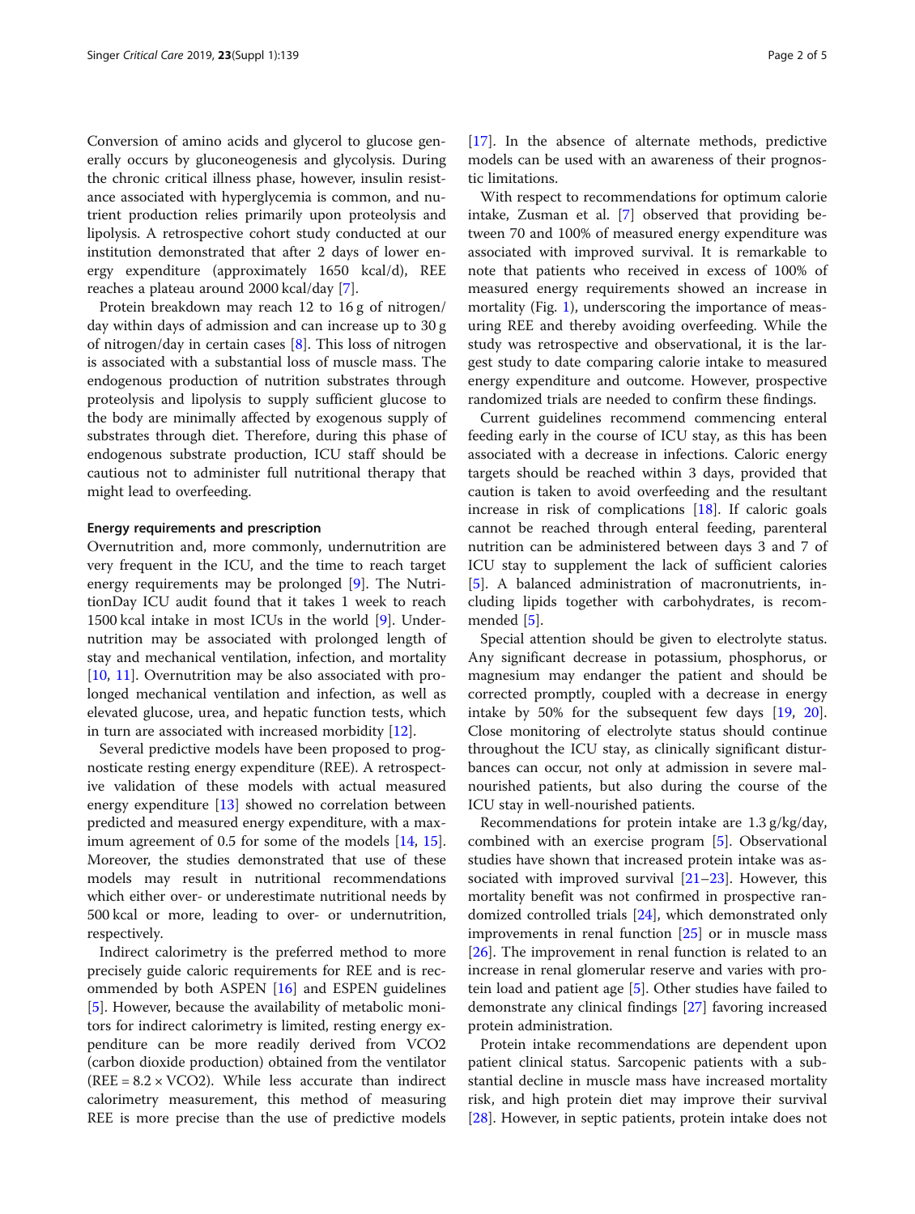Conversion of amino acids and glycerol to glucose generally occurs by gluconeogenesis and glycolysis. During the chronic critical illness phase, however, insulin resistance associated with hyperglycemia is common, and nutrient production relies primarily upon proteolysis and lipolysis. A retrospective cohort study conducted at our institution demonstrated that after 2 days of lower energy expenditure (approximately 1650 kcal/d), REE reaches a plateau around 2000 kcal/day [7].

Protein breakdown may reach 12 to 16 g of nitrogen/day within days of admission and can increase up to 30 g of nitrogen/day in certain cases [8]. This loss of nitrogen is associated with a substantial loss of muscle mass. The endogenous production of nutrition substrates through proteolysis and lipolysis to supply sufficient glucose to the body are minimally affected by exogenous supply of substrates through diet. Therefore, during this phase of endogenous substrate production, ICU staff should be cautious not to administer full nutritional therapy that might lead to overfeeding.

#### Energy requirements and prescription

Overnutrition and, more commonly, undernutrition are very frequent in the ICU, and the time to reach target energy requirements may be prolonged [9]. The NutritionDay ICU audit found that it takes 1 week to reach 1500 kcal intake in most ICUs in the world [9]. Undernutrition may be associated with prolonged length of stay and mechanical ventilation, infection, and mortality [10, 11]. Overnutrition may be also associated with prolonged mechanical ventilation and infection, as well as elevated glucose, urea, and hepatic function tests, which in turn are associated with increased morbidity [12].

Several predictive models have been proposed to prognosticate resting energy expenditure (REE). A retrospective validation of these models with actual measured energy expenditure [13] showed no correlation between predicted and measured energy expenditure, with a maximum agreement of 0.5 for some of the models [14, 15]. Moreover, the studies demonstrated that use of these models may result in nutritional recommendations which either over- or underestimate nutritional needs by 500 kcal or more, leading to over- or undernutrition, respectively.

Indirect calorimetry is the preferred method to more precisely guide caloric requirements for REE and is recommended by both ASPEN [16] and ESPEN guidelines [5]. However, because the availability of metabolic monitors for indirect calorimetry is limited, resting energy expenditure can be more readily derived from $VCO_2$ (carbon dioxide production) obtained from the ventilator ($REE = 8.2 \times VCO_2$). While less accurate than indirect calorimetry measurement, this method of measuring REE is more precise than the use of predictive models [17]. In the absence of alternate methods, predictive models can be used with an awareness of their prognostic limitations.

With respect to recommendations for optimum calorie intake, Zusman et al. [7] observed that providing between 70 and 100% of measured energy expenditure was associated with improved survival. It is remarkable to note that patients who received in excess of 100% of measured energy requirements showed an increase in mortality (Fig. 1), underscoring the importance of measuring REE and thereby avoiding overfeeding. While the study was retrospective and observational, it is the largest study to date comparing calorie intake to measured energy expenditure and outcome. However, prospective randomized trials are needed to confirm these findings.

Current guidelines recommend commencing enteral feeding early in the course of ICU stay, as this has been associated with a decrease in infections. Caloric energy targets should be reached within 3 days, provided that caution is taken to avoid overfeeding and the resultant increase in risk of complications [18]. If caloric goals cannot be reached through enteral feeding, parenteral nutrition can be administered between days 3 and 7 of ICU stay to supplement the lack of sufficient calories [5]. A balanced administration of macronutrients, including lipids together with carbohydrates, is recommended [5].

Special attention should be given to electrolyte status. Any significant decrease in potassium, phosphorus, or magnesium may endanger the patient and should be corrected promptly, coupled with a decrease in energy intake by 50% for the subsequent few days [19, 20]. Close monitoring of electrolyte status should continue throughout the ICU stay, as clinically significant disturbances can occur, not only at admission in severe malnourished patients, but also during the course of the ICU stay in well-nourished patients.

Recommendations for protein intake are 1.3 g/kg/day, combined with an exercise program [5]. Observational studies have shown that increased protein intake was associated with improved survival [21–23]. However, this mortality benefit was not confirmed in prospective randomized controlled trials [24], which demonstrated only improvements in renal function [25] or in muscle mass [26]. The improvement in renal function is related to an increase in renal glomerular reserve and varies with protein load and patient age [5]. Other studies have failed to demonstrate any clinical findings [27] favoring increased protein administration.

Protein intake recommendations are dependent upon patient clinical status. Sarcopenic patients with a substantial decline in muscle mass have increased mortality risk, and high protein diet may improve their survival [28]. However, in septic patients, protein intake does not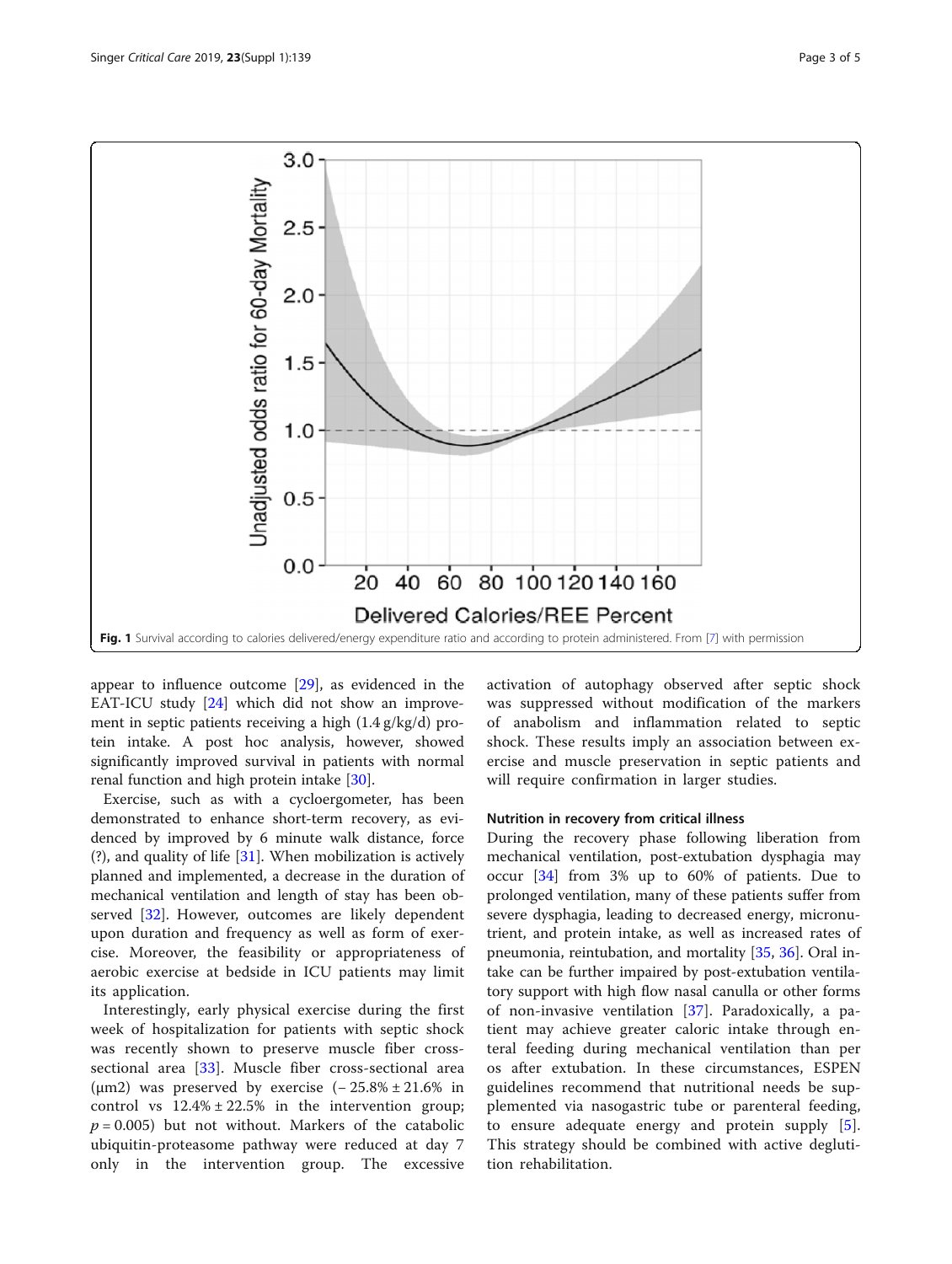Fig. 1 Survival according to calories delivered/energy expenditure ratio and according to protein administered. From [7] with permission

appear to influence outcome [29], as evidenced in the EAT-ICU study [24] which did not show an improvement in septic patients receiving a high (1.4 g/kg/d) protein intake. A post hoc analysis, however, showed significantly improved survival in patients with normal renal function and high protein intake [30].

Exercise, such as with a cycloergometer, has been demonstrated to enhance short-term recovery, as evidenced by improved by 6 minute walk distance, force (?), and quality of life [31]. When mobilization is actively planned and implemented, a decrease in the duration of mechanical ventilation and length of stay has been observed [32]. However, outcomes are likely dependent upon duration and frequency as well as form of exercise. Moreover, the feasibility or appropriateness of aerobic exercise at bedside in ICU patients may limit its application.

Interestingly, early physical exercise during the first week of hospitalization for patients with septic shock was recently shown to preserve muscle fiber cross-sectional area [33]. Muscle fiber cross-sectional area ($\mu m2$) was preserved by exercise ($-25.8\% \pm 21.6\%$ in control vs $12.4\% \pm 22.5\%$ in the intervention group; $p = 0.005$) but not without. Markers of the catabolic ubiquitin-proteasome pathway were reduced at day 7 only in the intervention group. The excessive activation of autophagy observed after septic shock was suppressed without modification of the markers of anabolism and inflammation related to septic shock. These results imply an association between exercise and muscle preservation in septic patients and will require confirmation in larger studies.

## Nutrition in recovery from critical illness

During the recovery phase following liberation from mechanical ventilation, post-extubation dysphagia may occur [34] from 3% up to 60% of patients. Due to prolonged ventilation, many of these patients suffer from severe dysphagia, leading to decreased energy, micronutrient, and protein intake, as well as increased rates of pneumonia, reintubation, and mortality [35, 36]. Oral intake can be further impaired by post-extubation ventilatory support with high flow nasal canulla or other forms of non-invasive ventilation [37]. Paradoxically, a patient may achieve greater caloric intake through enteral feeding during mechanical ventilation than per os after extubation. In these circumstances, ESPEN guidelines recommend that nutritional needs be supplemented via nasogastric tube or parenteral feeding, to ensure adequate energy and protein supply [5]. This strategy should be combined with active deglutition rehabilitation.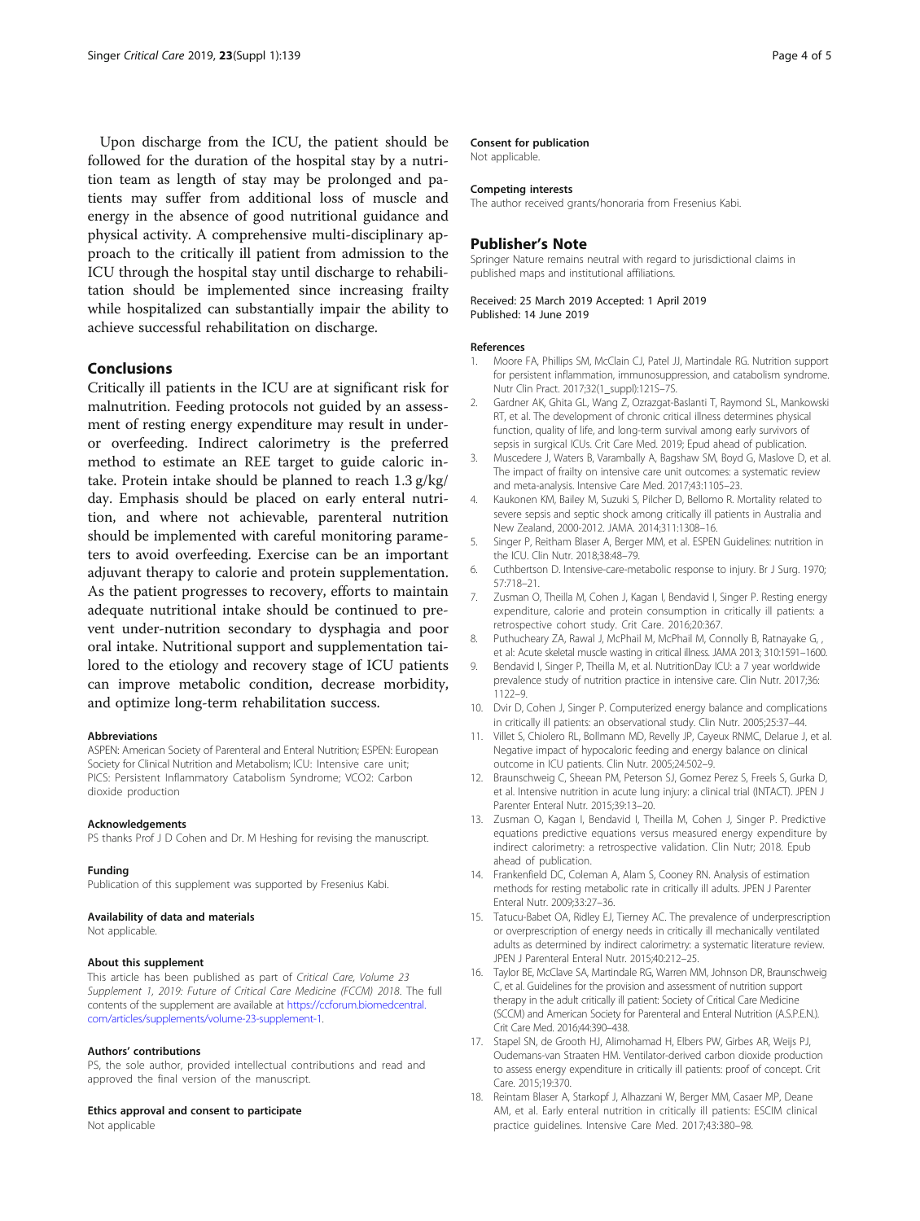Upon discharge from the ICU, the patient should be followed for the duration of the hospital stay by a nutrition team as length of stay may be prolonged and patients may suffer from additional loss of muscle and energy in the absence of good nutritional guidance and physical activity. A comprehensive multi-disciplinary approach to the critically ill patient from admission to the ICU through the hospital stay until discharge to rehabilitation should be implemented since increasing frailty while hospitalized can substantially impair the ability to achieve successful rehabilitation on discharge.

## Conclusions

Critically ill patients in the ICU are at significant risk for malnutrition. Feeding protocols not guided by an assessment of resting energy expenditure may result in under- or overfeeding. Indirect calorimetry is the preferred method to estimate an REE target to guide caloric intake. Protein intake should be planned to reach 1.3 g/kg/day. Emphasis should be placed on early enteral nutrition, and where not achievable, parenteral nutrition should be implemented with careful monitoring parameters to avoid overfeeding. Exercise can be an important adjuvant therapy to calorie and protein supplementation. As the patient progresses to recovery, efforts to maintain adequate nutritional intake should be continued to prevent under-nutrition secondary to dysphagia and poor oral intake. Nutritional support and supplementation tailored to the etiology and recovery stage of ICU patients can improve metabolic condition, decrease morbidity, and optimize long-term rehabilitation success.

#### Abbreviations

ASPEN: American Society of Parenteral and Enteral Nutrition; ESPEN: European Society for Clinical Nutrition and Metabolism; ICU: Intensive care unit; PICS: Persistent Inflammatory Catabolism Syndrome; VCO2: Carbon dioxide production

#### Acknowledgements

PS thanks Prof J D Cohen and Dr. M Heshing for revising the manuscript.

#### Funding

Publication of this supplement was supported by Fresenius Kabi.

#### Availability of data and materials

Not applicable.

#### About this supplement

This article has been published as part of *Critical Care, Volume 23 Supplement 1, 2019: Future of Critical Care Medicine (FCCM) 2018*. The full contents of the supplement are available at https://ccforum.biomedcentral.com/articles/supplements/volume-23-supplement-1.

#### Authors' contributions

PS, the sole author, provided intellectual contributions and read and approved the final version of the manuscript.

#### Ethics approval and consent to participate

Not applicable

#### Consent for publication

Not applicable.

#### Competing interests

The author received grants/honoraria from Fresenius Kabi.

### Publisher's Note

Springer Nature remains neutral with regard to jurisdictional claims in published maps and institutional affiliations.

Received: 25 March 2019 Accepted: 1 April 2019
Published: 14 June 2019

#### References

1. Moore FA, Phillips SM, McClain CJ, Patel JJ, Martindale RG. Nutrition support for persistent inflammation, immunosuppression, and catabolism syndrome. Nutr Clin Pract. 2017;32(1_suppl):121S–7S.
2. Gardner AK, Ghita GL, Wang Z, Ozrazgat-Baslanti T, Raymond SL, Mankowski RT, et al. The development of chronic critical illness determines physical function, quality of life, and long-term survival among early survivors of sepsis in surgical ICUs. Crit Care Med. 2019; Epud ahead of publication.
3. Muscedere J, Waters B, Varambally A, Bagshaw SM, Boyd G, Maslove D, et al. The impact of frailty on intensive care unit outcomes: a systematic review and meta-analysis. Intensive Care Med. 2017;43:1105–23.
4. Kaukonen KM, Bailey M, Suzuki S, Pilcher D, Bellomo R. Mortality related to severe sepsis and septic shock among critically ill patients in Australia and New Zealand, 2000-2012. JAMA. 2014;311:1308–16.
5. Singer P, Reitham Blaser A, Berger MM, et al. ESPEN Guidelines: nutrition in the ICU. Clin Nutr. 2018;38:48–79.
6. Cuthbertson D. Intensive-care-metabolic response to injury. Br J Surg. 1970; 57:718–21.
7. Zusman O, Theilla M, Cohen J, Kagan I, Bendavid I, Singer P. Resting energy expenditure, calorie and protein consumption in critically ill patients: a retrospective cohort study. Crit Care. 2016;20:367.
8. Puthucheary ZA, Rawal J, McPhail M, McPhail M, Connolly B, Ratnayake G, , et al: Acute skeletal muscle wasting in critical illness. JAMA 2013; 310:1591–1600.
9. Bendavid I, Singer P, Theilla M, et al. NutritionDay ICU: a 7 year worldwide prevalence study of nutrition practice in intensive care. Clin Nutr. 2017;36: 1122–9.
10. Dvir D, Cohen J, Singer P. Computerized energy balance and complications in critically ill patients: an observational study. Clin Nutr. 2005;25:37–44.
11. Villet S, Chiolero RL, Bollmann MD, Revelly JP, Cayeux RNMC, Delarue J, et al. Negative impact of hypocaloric feeding and energy balance on clinical outcome in ICU patients. Clin Nutr. 2005;24:502–9.
12. Braunschweig C, Sheean PM, Peterson SJ, Gomez Perez S, Freels S, Gurka D, et al. Intensive nutrition in acute lung injury: a clinical trial (INTACT). JPEN J Parenter Enteral Nutr. 2015;39:13–20.
13. Zusman O, Kagan I, Bendavid I, Theilla M, Cohen J, Singer P. Predictive equations predictive equations versus measured energy expenditure by indirect calorimetry: a retrospective validation. Clin Nutr; 2018. Epub ahead of publication.
14. Frankenfield DC, Coleman A, Alam S, Cooney RN. Analysis of estimation methods for resting metabolic rate in critically ill adults. JPEN J Parenter Enteral Nutr. 2009;33:27–36.
15. Tatucu-Babet OA, Ridley EJ, Tierney AC. The prevalence of underprescription or overprescription of energy needs in critically ill mechanically ventilated adults as determined by indirect calorimetry: a systematic literature review. JPEN J Parenteral Enteral Nutr. 2015;40:212–25.
16. Taylor BE, McClave SA, Martindale RG, Warren MM, Johnson DR, Braunschweig C, et al. Guidelines for the provision and assessment of nutrition support therapy in the adult critically ill patient: Society of Critical Care Medicine (SCCM) and American Society for Parenteral and Enteral Nutrition (A.S.P.E.N.). Crit Care Med. 2016;44:390–438.
17. Stapel SN, de Grooth HJ, Alimohamad H, Elbers PW, Girbes AR, Weijs PJ, Oudemans-van Straaten HM. Ventilator-derived carbon dioxide production to assess energy expenditure in critically ill patients: proof of concept. Crit Care. 2015;19:370.
18. Reintam Blaser A, Starkopf J, Alhazzani W, Berger MM, Casaer MP, Deane AM, et al. Early enteral nutrition in critically ill patients: ESCIM clinical practice guidelines. Intensive Care Med. 2017;43:380–98.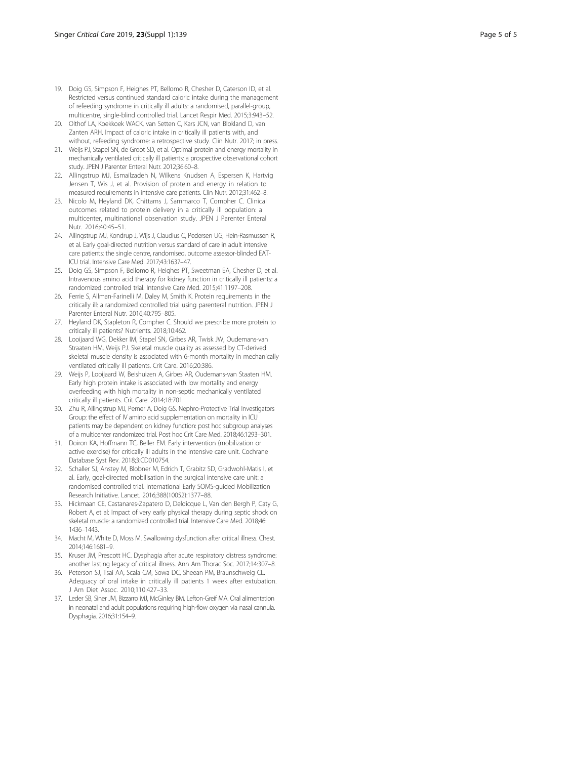19. Doig GS, Simpson F, Heighes PT, Bellomo R, Chesher D, Caterson ID, et al. Restricted versus continued standard caloric intake during the management of refeeding syndrome in critically ill adults: a randomised, parallel-group, multicentre, single-blind controlled trial. Lancet Respir Med. 2015;3:943–52.
20. Olthof LA, Koekkoek WACK, van Setten C, Kars JCN, van Blokland D, van Zanten ARH. Impact of caloric intake in critically ill patients with, and without, refeeding syndrome: a retrospective study. Clin Nutr. 2017; in press.
21. Weijs PJ, Stapel SN, de Groot SD, et al. Optimal protein and energy mortality in mechanically ventilated critically ill patients: a prospective observational cohort study. JPEN J Parenter Enteral Nutr. 2012;36:60–8.
22. Allingstrup MJ, Esmailzadeh N, Wilkens Knudsen A, Espersen K, Hartvig Jensen T, Wis J, et al. Provision of protein and energy in relation to measured requirements in intensive care patients. Clin Nutr. 2012;31:462–8.
23. Nicolo M, Heyland DK, Chittams J, Sammarco T, Compher C. Clinical outcomes related to protein delivery in a critically ill population: a multicenter, multinational observation study. JPEN J Parenter Enteral Nutr. 2016;40:45–51.
24. Allingstrup MJ, Kondrup J, Wijs J, Claudius C, Pedersen UG, Hein-Rasmussen R, et al. Early goal-directed nutrition versus standard of care in adult intensive care patients: the single centre, randomised, outcome assessor-blinded EAT-ICU trial. Intensive Care Med. 2017;43:1637–47.
25. Doig GS, Simpson F, Bellomo R, Heighes PT, Sweetman EA, Chesher D, et al. Intravenous amino acid therapy for kidney function in critically ill patients: a randomized controlled trial. Intensive Care Med. 2015;41:1197–208.
26. Ferrie S, Allman-Farinelli M, Daley M, Smith K. Protein requirements in the critically ill: a randomized controlled trial using parenteral nutrition. JPEN J Parenter Enteral Nutr. 2016;40:795–805.
27. Heyland DK, Stapleton R, Compher C. Should we prescribe more protein to critically ill patients? Nutrients. 2018;10:462.
28. Looijaard WG, Dekker IM, Stapel SN, Girbes AR, Twisk JW, Oudemans-van Straaten HM, Weijs PJ. Skeletal muscle quality as assessed by CT-derived skeletal muscle density is associated with 6-month mortality in mechanically ventilated critically ill patients. Crit Care. 2016;20:386.
29. Weijs P, Looijaard W, Beishuizen A, Girbes AR, Oudemans-van Staaten HM. Early high protein intake is associated with low mortality and energy overfeeding with high mortality in non-septic mechanically ventilated critically ill patients. Crit Care. 2014;18:701.
30. Zhu R, Allingstrup MJ, Perner A, Doig GS. Nephro-Protective Trial Investigators Group: the effect of IV amino acid supplementation on mortality in ICU patients may be dependent on kidney function: post hoc subgroup analyses of a multicenter randomized trial. Post hoc Crit Care Med. 2018;46:1293–301.
31. Doiron KA, Hoffmann TC, Beller EM. Early intervention (mobilization or active exercise) for critically ill adults in the intensive care unit. Cochrane Database Syst Rev. 2018;3:CD010754.
32. Schaller SJ, Anstey M, Blobner M, Edrich T, Grabitz SD, Gradwohl-Matis I, et al. Early, goal-directed mobilisation in the surgical intensive care unit: a randomised controlled trial. International Early SOMS-guided Mobilization Research Initiative. Lancet. 2016;388(10052):1377–88.
33. Hickmaan CE, Castanares-Zapatero D, Deldicque L, Van den Bergh P, Caty G, Robert A, et al: Impact of very early physical therapy during septic shock on skeletal muscle: a randomized controlled trial. Intensive Care Med. 2018;46: 1436–1443.
34. Macht M, White D, Moss M. Swallowing dysfunction after critical illness. Chest. 2014;146:1681–9.
35. Kruser JM, Prescott HC. Dysphagia after acute respiratory distress syndrome: another lasting legacy of critical illness. Ann Am Thorac Soc. 2017;14:307–8.
36. Peterson SJ, Tsai AA, Scala CM, Sowa DC, Sheean PM, Braunschweig CL. Adequacy of oral intake in critically ill patients 1 week after extubation. J Am Diet Assoc. 2010;110:427–33.
37. Leder SB, Siner JM, Bizzarro MJ, McGinley BM, Lefton-Greif MA. Oral alimentation in neonatal and adult populations requiring high-flow oxygen via nasal cannula. Dysphagia. 2016;31:154–9.